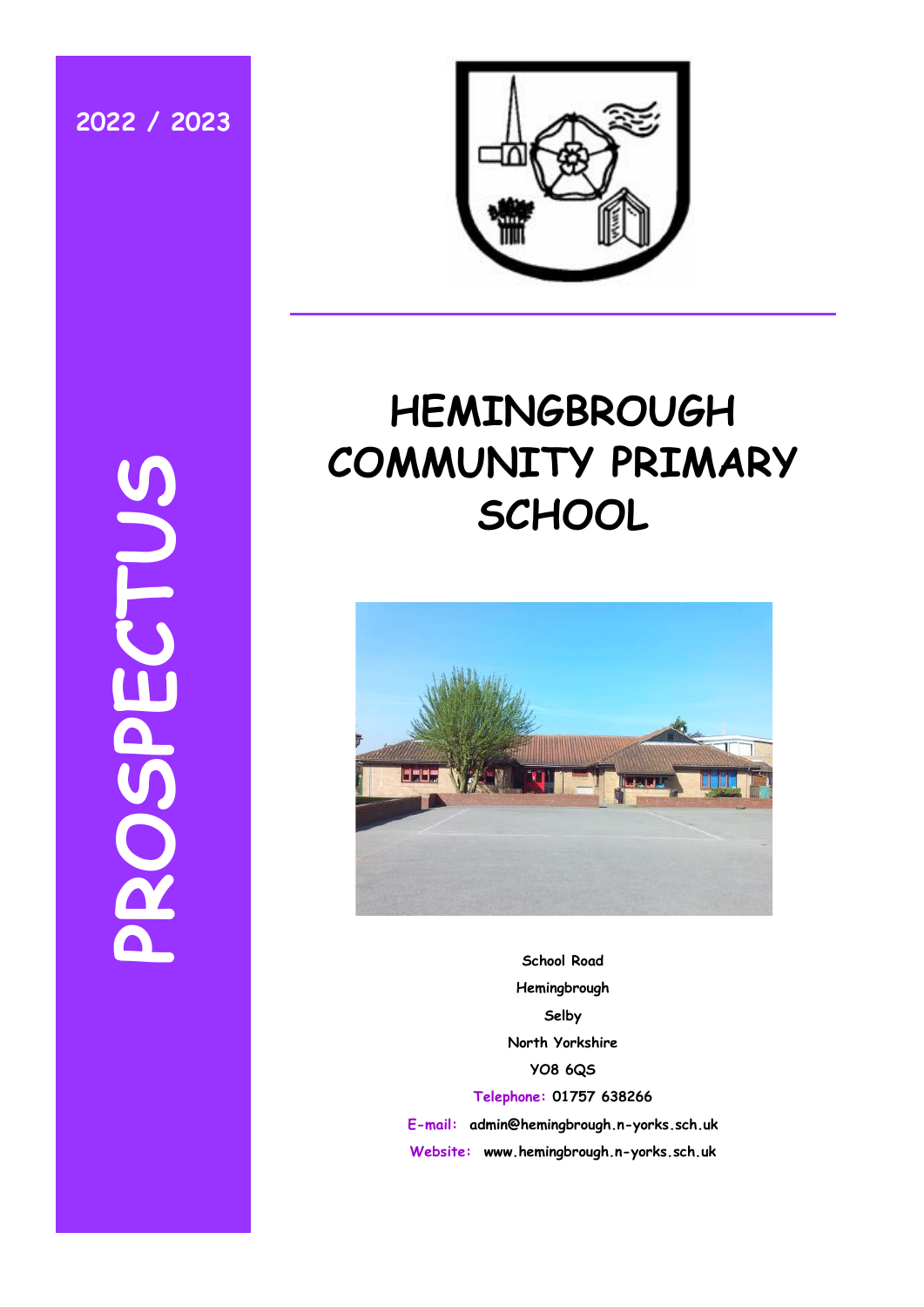2022 / 2023

PROSPECTUS

# HEMINGBROUGH COMMUNITY PRIMARY SCHOOL

School Road
Hemingbrough
Selby
North Yorkshire
YO8 6QS

**Telephone:** 01757 638266

**E-mail:** admin@hemingbrough.n-yorks.sch.uk

**Website:** www.hemingbrough.n-yorks.sch.uk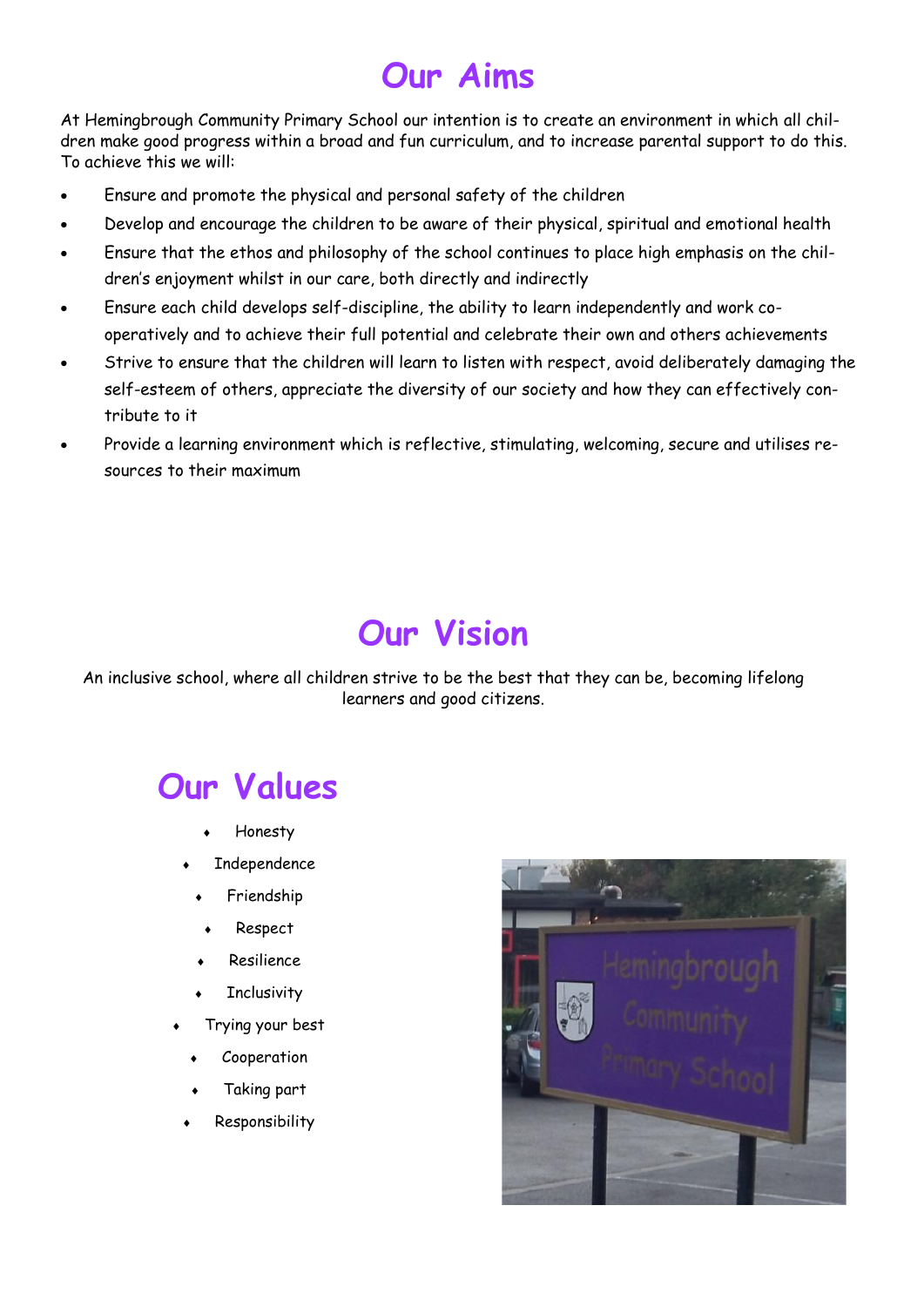# Our Aims

At Hemingbrough Community Primary School our intention is to create an environment in which all children make good progress within a broad and fun curriculum, and to increase parental support to do this. To achieve this we will:

- Ensure and promote the physical and personal safety of the children
- Develop and encourage the children to be aware of their physical, spiritual and emotional health
- Ensure that the ethos and philosophy of the school continues to place high emphasis on the children's enjoyment whilst in our care, both directly and indirectly
- Ensure each child develops self-discipline, the ability to learn independently and work co-operatively and to achieve their full potential and celebrate their own and others achievements
- Strive to ensure that the children will learn to listen with respect, avoid deliberately damaging the self-esteem of others, appreciate the diversity of our society and how they can effectively contribute to it
- Provide a learning environment which is reflective, stimulating, welcoming, secure and utilises resources to their maximum

# Our Vision

An inclusive school, where all children strive to be the best that they can be, becoming lifelong learners and good citizens.

# Our Values

- Honesty
- Independence
- Friendship
- Respect
- Resilience
- Inclusivity
- Trying your best
- Cooperation
- Taking part
- Responsibility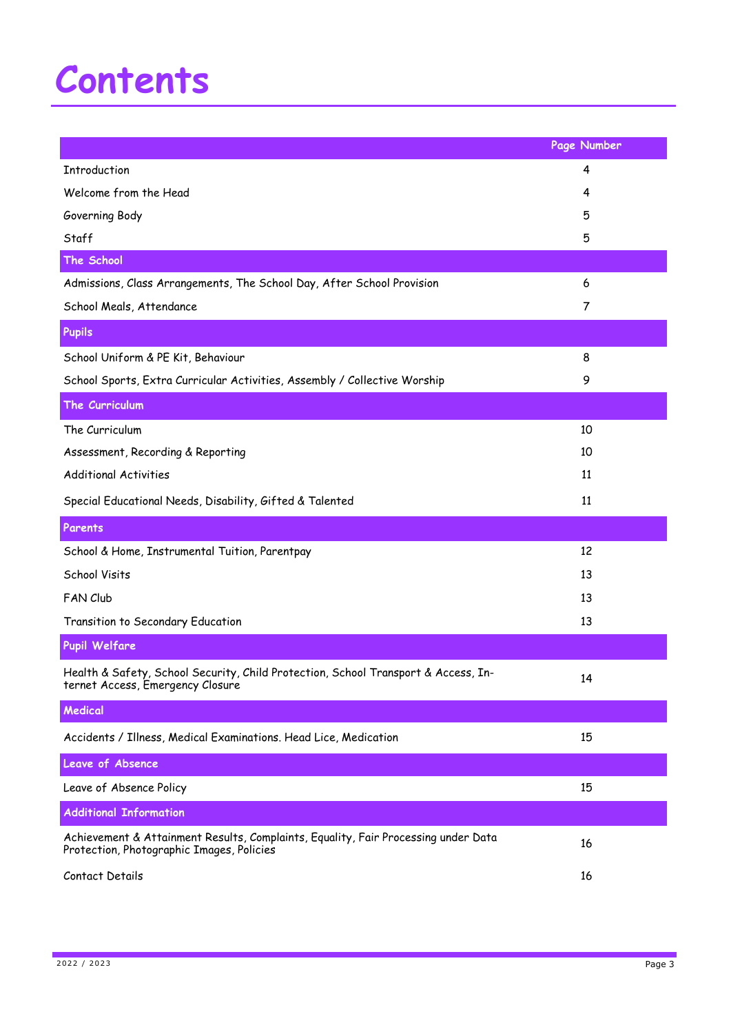# Contents

| | Page Number |
|---|---|
| Introduction | 4 |
| Welcome from the Head | 4 |
| Governing Body | 5 |
| Staff | 5 |
| **The School** | |
| Admissions, Class Arrangements, The School Day, After School Provision | 6 |
| School Meals, Attendance | 7 |
| **Pupils** | |
| School Uniform & PE Kit, Behaviour | 8 |
| School Sports, Extra Curricular Activities, Assembly / Collective Worship | 9 |
| **The Curriculum** | |
| The Curriculum | 10 |
| Assessment, Recording & Reporting | 10 |
| Additional Activities | 11 |
| Special Educational Needs, Disability, Gifted & Talented | 11 |
| **Parents** | |
| School & Home, Instrumental Tuition, Parentpay | 12 |
| School Visits | 13 |
| FAN Club | 13 |
| Transition to Secondary Education | 13 |
| **Pupil Welfare** | |
| Health & Safety, School Security, Child Protection, School Transport & Access, Internet Access, Emergency Closure | 14 |
| **Medical** | |
| Accidents / Illness, Medical Examinations. Head Lice, Medication | 15 |
| **Leave of Absence** | |
| Leave of Absence Policy | 15 |
| **Additional Information** | |
| Achievement & Attainment Results, Complaints, Equality, Fair Processing under Data Protection, Photographic Images, Policies | 16 |
| Contact Details | 16 |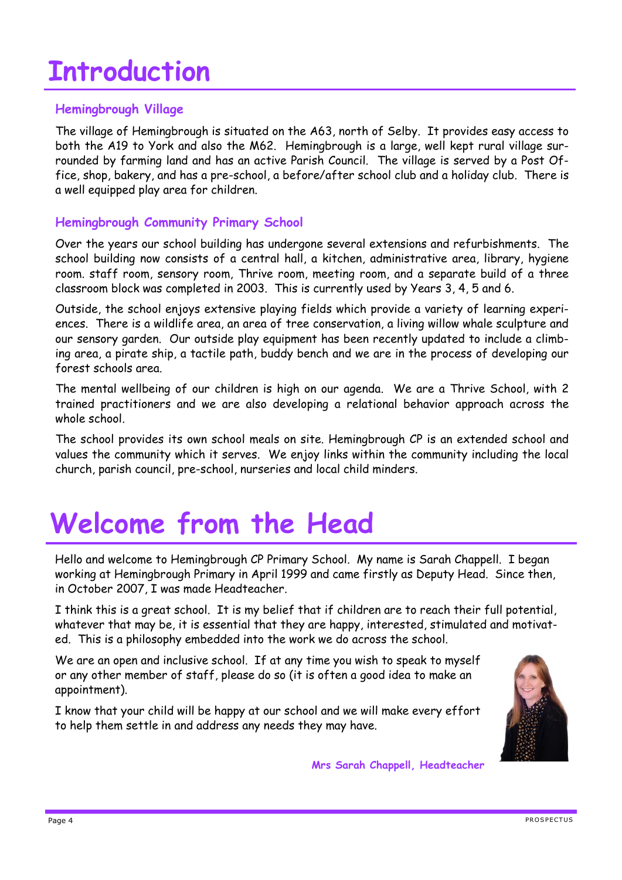# Introduction

## Hemingbrough Village

The village of Hemingbrough is situated on the A63, north of Selby. It provides easy access to both the A19 to York and also the M62. Hemingbrough is a large, well kept rural village surrounded by farming land and has an active Parish Council. The village is served by a Post Office, shop, bakery, and has a pre-school, a before/after school club and a holiday club. There is a well equipped play area for children.

## Hemingbrough Community Primary School

Over the years our school building has undergone several extensions and refurbishments. The school building now consists of a central hall, a kitchen, administrative area, library, hygiene room. staff room, sensory room, Thrive room, meeting room, and a separate build of a three classroom block was completed in 2003. This is currently used by Years 3, 4, 5 and 6.

Outside, the school enjoys extensive playing fields which provide a variety of learning experiences. There is a wildlife area, an area of tree conservation, a living willow whale sculpture and our sensory garden. Our outside play equipment has been recently updated to include a climbing area, a pirate ship, a tactile path, buddy bench and we are in the process of developing our forest schools area.

The mental wellbeing of our children is high on our agenda. We are a Thrive School, with 2 trained practitioners and we are also developing a relational behavior approach across the whole school.

The school provides its own school meals on site. Hemingbrough CP is an extended school and values the community which it serves. We enjoy links within the community including the local church, parish council, pre-school, nurseries and local child minders.

# Welcome from the Head

Hello and welcome to Hemingbrough CP Primary School. My name is Sarah Chappell. I began working at Hemingbrough Primary in April 1999 and came firstly as Deputy Head. Since then, in October 2007, I was made Headteacher.

I think this is a great school. It is my belief that if children are to reach their full potential, whatever that may be, it is essential that they are happy, interested, stimulated and motivated. This is a philosophy embedded into the work we do across the school.

We are an open and inclusive school. If at any time you wish to speak to myself or any other member of staff, please do so (it is often a good idea to make an appointment).

I know that your child will be happy at our school and we will make every effort to help them settle in and address any needs they may have.

**Mrs Sarah Chappell, Headteacher**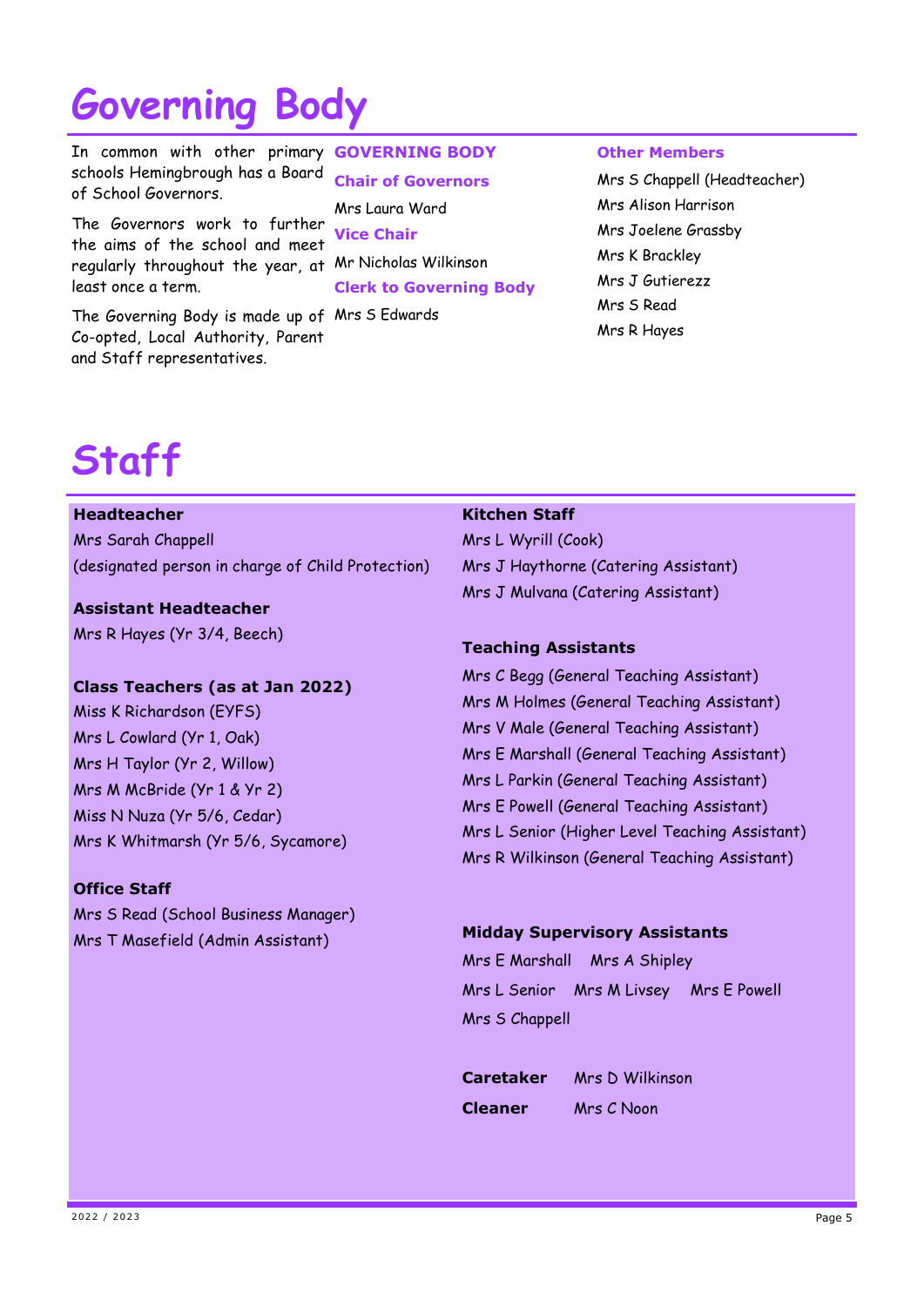# Governing Body

In common with other primary schools Hemingbrough has a Board of School Governors.

The Governors work to further the aims of the school and meet regularly throughout the year, at least once a term.

The Governing Body is made up of Co-opted, Local Authority, Parent and Staff representatives.

### GOVERNING BODY

**Chair of Governors**

Mrs Laura Ward

**Vice Chair**

Mr Nicholas Wilkinson

**Clerk to Governing Body**

Mrs S Edwards

**Other Members**

Mrs S Chappell (Headteacher)
Mrs Alison Harrison
Mrs Joelene Grassby
Mrs K Brackley
Mrs J Gutierezz
Mrs S Read
Mrs R Hayes

# Staff

**Headteacher**

Mrs Sarah Chappell
(designated person in charge of Child Protection)

**Assistant Headteacher**

Mrs R Hayes (Yr 3/4, Beech)

**Class Teachers (as at Jan 2022)**

Miss K Richardson (EYFS)
Mrs L Cowlard (Yr 1, Oak)
Mrs H Taylor (Yr 2, Willow)
Mrs M McBride (Yr 1 & Yr 2)
Miss N Nuza (Yr 5/6, Cedar)
Mrs K Whitmarsh (Yr 5/6, Sycamore)

**Office Staff**

Mrs S Read (School Business Manager)
Mrs T Masefield (Admin Assistant)

**Kitchen Staff**

Mrs L Wyrill (Cook)
Mrs J Haythorne (Catering Assistant)
Mrs J Mulvana (Catering Assistant)

**Teaching Assistants**

Mrs C Begg (General Teaching Assistant)
Mrs M Holmes (General Teaching Assistant)
Mrs V Male (General Teaching Assistant)
Mrs E Marshall (General Teaching Assistant)
Mrs L Parkin (General Teaching Assistant)
Mrs E Powell (General Teaching Assistant)
Mrs L Senior (Higher Level Teaching Assistant)
Mrs R Wilkinson (General Teaching Assistant)

**Midday Supervisory Assistants**

Mrs E Marshall  Mrs A Shipley
Mrs L Senior  Mrs M Livsey  Mrs E Powell
Mrs S Chappell

**Caretaker** Mrs D Wilkinson

**Cleaner** Mrs C Noon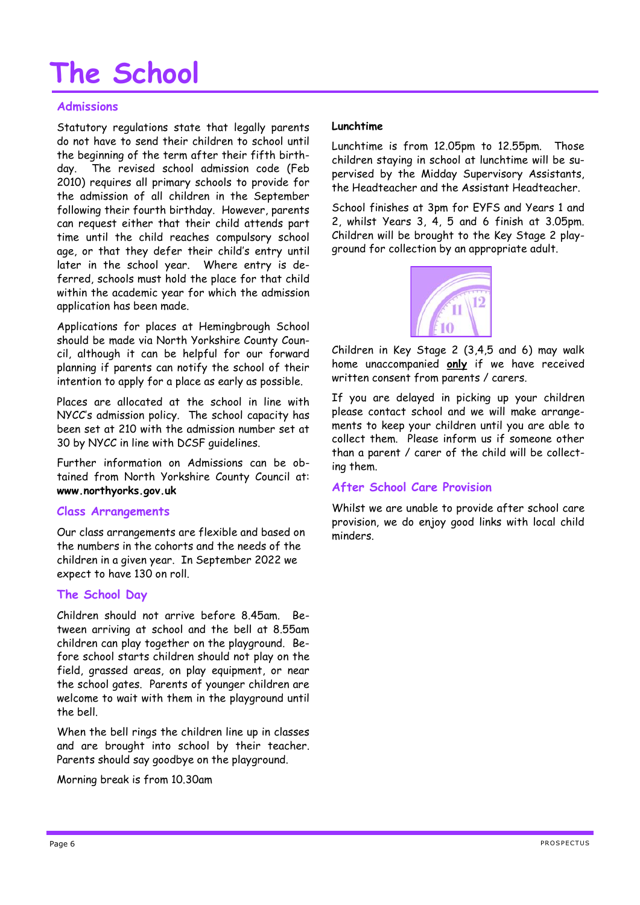# The School

## Admissions

Statutory regulations state that legally parents do not have to send their children to school until the beginning of the term after their fifth birthday. The revised school admission code (Feb 2010) requires all primary schools to provide for the admission of all children in the September following their fourth birthday. However, parents can request either that their child attends part time until the child reaches compulsory school age, or that they defer their child's entry until later in the school year. Where entry is deferred, schools must hold the place for that child within the academic year for which the admission application has been made.

Applications for places at Hemingbrough School should be made via North Yorkshire County Council, although it can be helpful for our forward planning if parents can notify the school of their intention to apply for a place as early as possible.

Places are allocated at the school in line with NYCC's admission policy. The school capacity has been set at 210 with the admission number set at 30 by NYCC in line with DCSF guidelines.

Further information on Admissions can be obtained from North Yorkshire County Council at: **www.northyorks.gov.uk**

## Class Arrangements

Our class arrangements are flexible and based on the numbers in the cohorts and the needs of the children in a given year. In September 2022 we expect to have 130 on roll.

## The School Day

Children should not arrive before 8.45am. Between arriving at school and the bell at 8.55am children can play together on the playground. Before school starts children should not play on the field, grassed areas, on play equipment, or near the school gates. Parents of younger children are welcome to wait with them in the playground until the bell.

When the bell rings the children line up in classes and are brought into school by their teacher. Parents should say goodbye on the playground.

Morning break is from 10.30am

**Lunchtime**

Lunchtime is from 12.05pm to 12.55pm. Those children staying in school at lunchtime will be supervised by the Midday Supervisory Assistants, the Headteacher and the Assistant Headteacher.

School finishes at 3pm for EYFS and Years 1 and 2, whilst Years 3, 4, 5 and 6 finish at 3.05pm. Children will be brought to the Key Stage 2 playground for collection by an appropriate adult.

Children in Key Stage 2 (3,4,5 and 6) may walk home unaccompanied **only** if we have received written consent from parents / carers.

If you are delayed in picking up your children please contact school and we will make arrangements to keep your children until you are able to collect them. Please inform us if someone other than a parent / carer of the child will be collecting them.

## After School Care Provision

Whilst we are unable to provide after school care provision, we do enjoy good links with local child minders.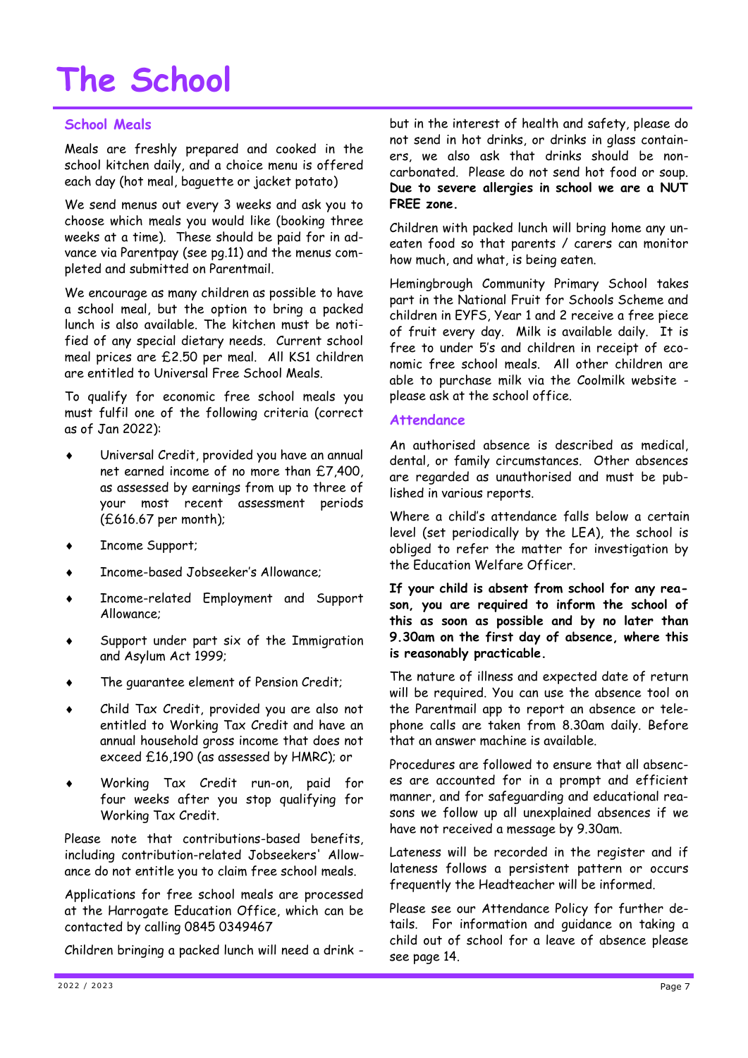# The School

## School Meals

Meals are freshly prepared and cooked in the school kitchen daily, and a choice menu is offered each day (hot meal, baguette or jacket potato)

We send menus out every 3 weeks and ask you to choose which meals you would like (booking three weeks at a time). These should be paid for in advance via Parentpay (see pg.11) and the menus completed and submitted on Parentmail.

We encourage as many children as possible to have a school meal, but the option to bring a packed lunch is also available. The kitchen must be notified of any special dietary needs. Current school meal prices are £2.50 per meal. All KS1 children are entitled to Universal Free School Meals.

To qualify for economic free school meals you must fulfil one of the following criteria (correct as of Jan 2022):

- Universal Credit, provided you have an annual net earned income of no more than £7,400, as assessed by earnings from up to three of your most recent assessment periods (£616.67 per month);
- Income Support;
- Income-based Jobseeker's Allowance;
- Income-related Employment and Support Allowance;
- Support under part six of the Immigration and Asylum Act 1999;
- The guarantee element of Pension Credit;
- Child Tax Credit, provided you are also not entitled to Working Tax Credit and have an annual household gross income that does not exceed £16,190 (as assessed by HMRC); or
- Working Tax Credit run-on, paid for four weeks after you stop qualifying for Working Tax Credit.

Please note that contributions-based benefits, including contribution-related Jobseekers' Allowance do not entitle you to claim free school meals.

Applications for free school meals are processed at the Harrogate Education Office, which can be contacted by calling 0845 0349467

Children bringing a packed lunch will need a drink - but in the interest of health and safety, please do not send in hot drinks, or drinks in glass containers, we also ask that drinks should be non-carbonated. Please do not send hot food or soup. **Due to severe allergies in school we are a NUT FREE zone.**

Children with packed lunch will bring home any uneaten food so that parents / carers can monitor how much, and what, is being eaten.

Hemingbrough Community Primary School takes part in the National Fruit for Schools Scheme and children in EYFS, Year 1 and 2 receive a free piece of fruit every day. Milk is available daily. It is free to under 5's and children in receipt of economic free school meals. All other children are able to purchase milk via the Coolmilk website - please ask at the school office.

## Attendance

An authorised absence is described as medical, dental, or family circumstances. Other absences are regarded as unauthorised and must be published in various reports.

Where a child's attendance falls below a certain level (set periodically by the LEA), the school is obliged to refer the matter for investigation by the Education Welfare Officer.

**If your child is absent from school for any reason, you are required to inform the school of this as soon as possible and by no later than 9.30am on the first day of absence, where this is reasonably practicable.**

The nature of illness and expected date of return will be required. You can use the absence tool on the Parentmail app to report an absence or telephone calls are taken from 8.30am daily. Before that an answer machine is available.

Procedures are followed to ensure that all absences are accounted for in a prompt and efficient manner, and for safeguarding and educational reasons we follow up all unexplained absences if we have not received a message by 9.30am.

Lateness will be recorded in the register and if lateness follows a persistent pattern or occurs frequently the Headteacher will be informed.

Please see our Attendance Policy for further details. For information and guidance on taking a child out of school for a leave of absence please see page 14.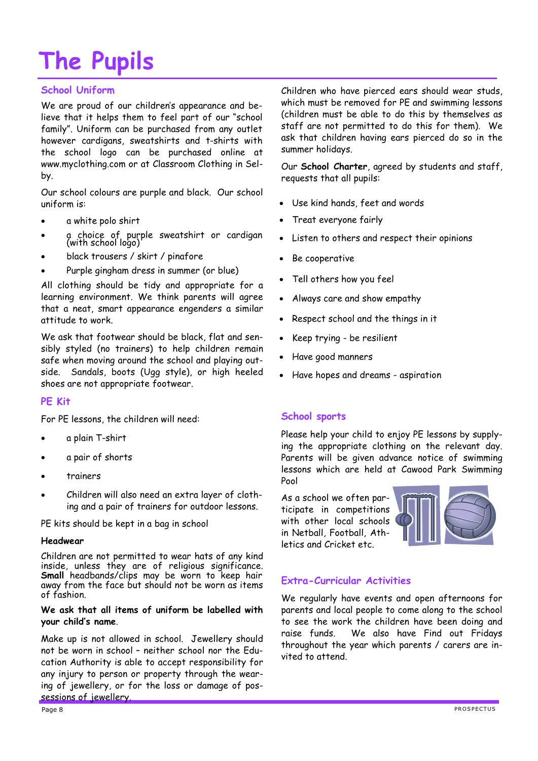# The Pupils

## School Uniform

We are proud of our children's appearance and believe that it helps them to feel part of our "school family". Uniform can be purchased from any outlet however cardigans, sweatshirts and t-shirts with the school logo can be purchased online at www.myclothing.com or at Classroom Clothing in Selby.

Our school colours are purple and black. Our school uniform is:

- a white polo shirt
- a choice of purple sweatshirt or cardigan (with school logo)
- black trousers / skirt / pinafore
- Purple gingham dress in summer (or blue)

All clothing should be tidy and appropriate for a learning environment. We think parents will agree that a neat, smart appearance engenders a similar attitude to work.

We ask that footwear should be black, flat and sensibly styled (no trainers) to help children remain safe when moving around the school and playing outside. Sandals, boots (Ugg style), or high heeled shoes are not appropriate footwear.

## PE Kit

For PE lessons, the children will need:

- a plain T-shirt
- a pair of shorts
- trainers
- Children will also need an extra layer of clothing and a pair of trainers for outdoor lessons.

PE kits should be kept in a bag in school

**Headwear**

Children are not permitted to wear hats of any kind inside, unless they are of religious significance. **Small** headbands/clips may be worn to keep hair away from the face but should not be worn as items of fashion.

**We ask that all items of uniform be labelled with your child's name**.

Make up is not allowed in school. Jewellery should not be worn in school – neither school nor the Education Authority is able to accept responsibility for any injury to person or property through the wearing of jewellery, or for the loss or damage of possessions of jewellery.

Children who have pierced ears should wear studs, which must be removed for PE and swimming lessons (children must be able to do this by themselves as staff are not permitted to do this for them). We ask that children having ears pierced do so in the summer holidays.

Our **School Charter**, agreed by students and staff, requests that all pupils:

- Use kind hands, feet and words
- Treat everyone fairly
- Listen to others and respect their opinions
- Be cooperative
- Tell others how you feel
- Always care and show empathy
- Respect school and the things in it
- Keep trying - be resilient
- Have good manners
- Have hopes and dreams - aspiration

## School sports

Please help your child to enjoy PE lessons by supplying the appropriate clothing on the relevant day. Parents will be given advance notice of swimming lessons which are held at Cawood Park Swimming Pool

As a school we often participate in competitions with other local schools in Netball, Football, Athletics and Cricket etc.

## Extra-Curricular Activities

We regularly have events and open afternoons for parents and local people to come along to the school to see the work the children have been doing and raise funds. We also have Find out Fridays throughout the year which parents / carers are invited to attend.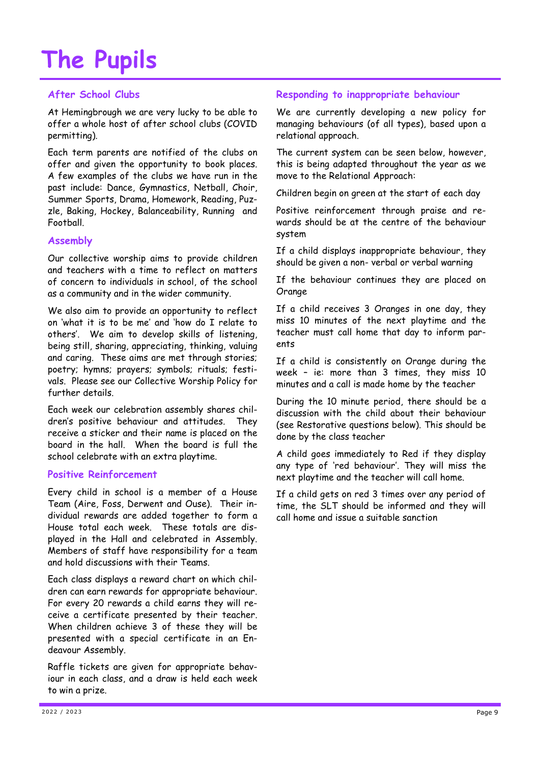# The Pupils

## After School Clubs

At Hemingbrough we are very lucky to be able to offer a whole host of after school clubs (COVID permitting).

Each term parents are notified of the clubs on offer and given the opportunity to book places. A few examples of the clubs we have run in the past include: Dance, Gymnastics, Netball, Choir, Summer Sports, Drama, Homework, Reading, Puzzle, Baking, Hockey, Balanceability, Running and Football.

## Assembly

Our collective worship aims to provide children and teachers with a time to reflect on matters of concern to individuals in school, of the school as a community and in the wider community.

We also aim to provide an opportunity to reflect on 'what it is to be me' and 'how do I relate to others'. We aim to develop skills of listening, being still, sharing, appreciating, thinking, valuing and caring. These aims are met through stories; poetry; hymns; prayers; symbols; rituals; festivals. Please see our Collective Worship Policy for further details.

Each week our celebration assembly shares children's positive behaviour and attitudes. They receive a sticker and their name is placed on the board in the hall. When the board is full the school celebrate with an extra playtime.

## Positive Reinforcement

Every child in school is a member of a House Team (Aire, Foss, Derwent and Ouse). Their individual rewards are added together to form a House total each week. These totals are displayed in the Hall and celebrated in Assembly. Members of staff have responsibility for a team and hold discussions with their Teams.

Each class displays a reward chart on which children can earn rewards for appropriate behaviour. For every 20 rewards a child earns they will receive a certificate presented by their teacher. When children achieve 3 of these they will be presented with a special certificate in an Endeavour Assembly.

Raffle tickets are given for appropriate behaviour in each class, and a draw is held each week to win a prize.

## Responding to inappropriate behaviour

We are currently developing a new policy for managing behaviours (of all types), based upon a relational approach.

The current system can be seen below, however, this is being adapted throughout the year as we move to the Relational Approach:

Children begin on green at the start of each day

Positive reinforcement through praise and rewards should be at the centre of the behaviour system

If a child displays inappropriate behaviour, they should be given a non- verbal or verbal warning

If the behaviour continues they are placed on Orange

If a child receives 3 Oranges in one day, they miss 10 minutes of the next playtime and the teacher must call home that day to inform parents

If a child is consistently on Orange during the week – ie: more than 3 times, they miss 10 minutes and a call is made home by the teacher

During the 10 minute period, there should be a discussion with the child about their behaviour (see Restorative questions below). This should be done by the class teacher

A child goes immediately to Red if they display any type of 'red behaviour'. They will miss the next playtime and the teacher will call home.

If a child gets on red 3 times over any period of time, the SLT should be informed and they will call home and issue a suitable sanction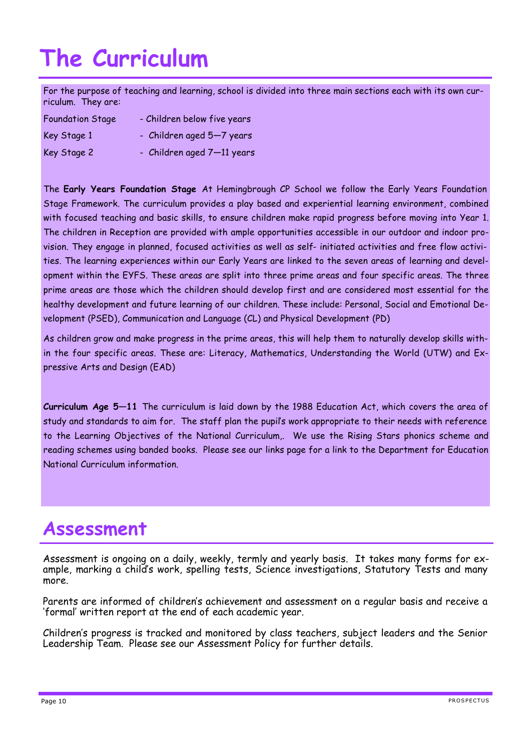# The Curriculum

For the purpose of teaching and learning, school is divided into three main sections each with its own curriculum. They are:

| | |
|---|---|
| Foundation Stage | - Children below five years |
| Key Stage 1 | - Children aged 5—7 years |
| Key Stage 2 | - Children aged 7—11 years |

The **Early Years Foundation Stage** At Hemingbrough CP School we follow the Early Years Foundation Stage Framework. The curriculum provides a play based and experiential learning environment, combined with focused teaching and basic skills, to ensure children make rapid progress before moving into Year 1. The children in Reception are provided with ample opportunities accessible in our outdoor and indoor provision. They engage in planned, focused activities as well as self- initiated activities and free flow activities. The learning experiences within our Early Years are linked to the seven areas of learning and development within the EYFS. These areas are split into three prime areas and four specific areas. The three prime areas are those which the children should develop first and are considered most essential for the healthy development and future learning of our children. These include: Personal, Social and Emotional Development (PSED), Communication and Language (CL) and Physical Development (PD)

As children grow and make progress in the prime areas, this will help them to naturally develop skills within the four specific areas. These are: Literacy, Mathematics, Understanding the World (UTW) and Expressive Arts and Design (EAD)

**Curriculum Age 5—11** The curriculum is laid down by the 1988 Education Act, which covers the area of study and standards to aim for. The staff plan the pupil's work appropriate to their needs with reference to the Learning Objectives of the National Curriculum,. We use the Rising Stars phonics scheme and reading schemes using banded books. Please see our links page for a link to the Department for Education National Curriculum information.

## Assessment

Assessment is ongoing on a daily, weekly, termly and yearly basis. It takes many forms for example, marking a child's work, spelling tests, Science investigations, Statutory Tests and many more.

Parents are informed of children's achievement and assessment on a regular basis and receive a 'formal' written report at the end of each academic year.

Children's progress is tracked and monitored by class teachers, subject leaders and the Senior Leadership Team. Please see our Assessment Policy for further details.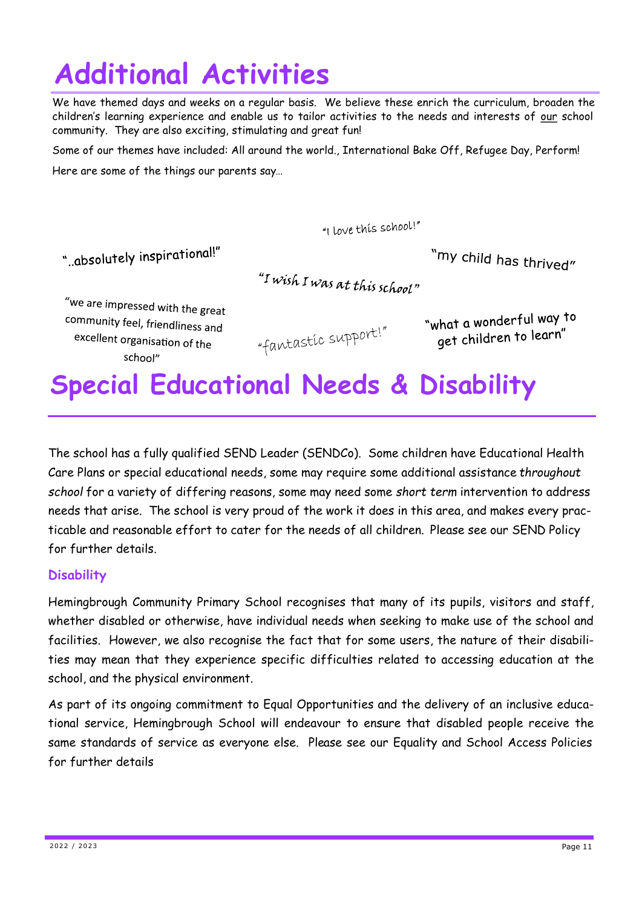# Additional Activities

We have themed days and weeks on a regular basis. We believe these enrich the curriculum, broaden the children's learning experience and enable us to tailor activities to the needs and interests of our school community. They are also exciting, stimulating and great fun!

Some of our themes have included: All around the world., International Bake Off, Refugee Day, Perform!

Here are some of the things our parents say…

"I love this school!"

"..absolutely inspirational!"

"my child has thrived"

"I wish I was at this school"

"we are impressed with the great community feel, friendliness and excellent organisation of the school"

"fantastic support!"

"what a wonderful way to get children to learn"

# Special Educational Needs & Disability

The school has a fully qualified SEND Leader (SENDCo). Some children have Educational Health Care Plans or special educational needs, some may require some additional assistance *throughout school* for a variety of differing reasons, some may need some *short term* intervention to address needs that arise. The school is very proud of the work it does in this area, and makes every practicable and reasonable effort to cater for the needs of all children. Please see our SEND Policy for further details.

## Disability

Hemingbrough Community Primary School recognises that many of its pupils, visitors and staff, whether disabled or otherwise, have individual needs when seeking to make use of the school and facilities. However, we also recognise the fact that for some users, the nature of their disabilities may mean that they experience specific difficulties related to accessing education at the school, and the physical environment.

As part of its ongoing commitment to Equal Opportunities and the delivery of an inclusive educational service, Hemingbrough School will endeavour to ensure that disabled people receive the same standards of service as everyone else. Please see our Equality and School Access Policies for further details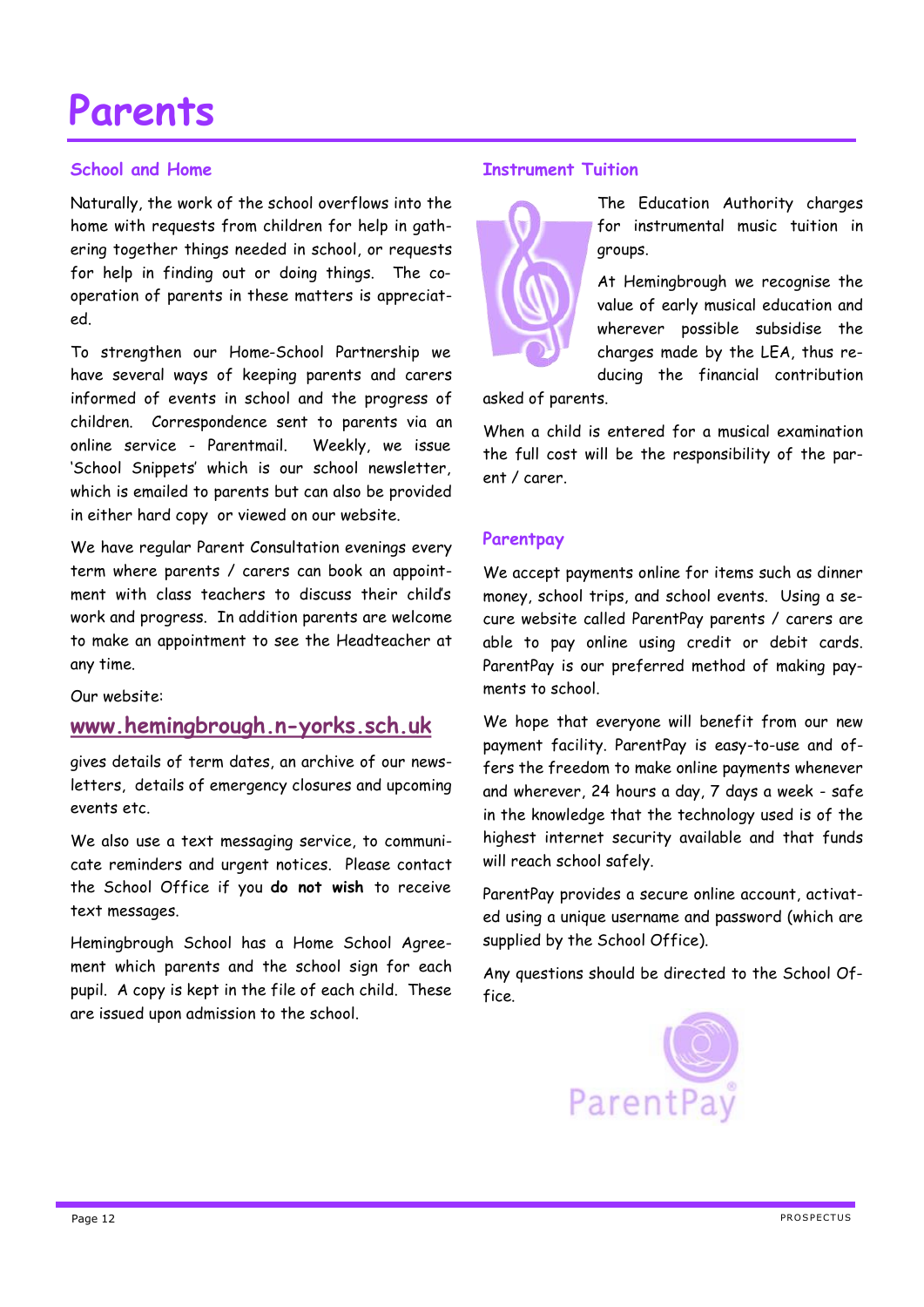# Parents

## School and Home

Naturally, the work of the school overflows into the home with requests from children for help in gathering together things needed in school, or requests for help in finding out or doing things. The co-operation of parents in these matters is appreciated.

To strengthen our Home-School Partnership we have several ways of keeping parents and carers informed of events in school and the progress of children. Correspondence sent to parents via an online service - Parentmail. Weekly, we issue 'School Snippets' which is our school newsletter, which is emailed to parents but can also be provided in either hard copy or viewed on our website.

We have regular Parent Consultation evenings every term where parents / carers can book an appointment with class teachers to discuss their child's work and progress. In addition parents are welcome to make an appointment to see the Headteacher at any time.

Our website:

**www.hemingbrough.n-yorks.sch.uk**

gives details of term dates, an archive of our newsletters, details of emergency closures and upcoming events etc.

We also use a text messaging service, to communicate reminders and urgent notices. Please contact the School Office if you **do not wish** to receive text messages.

Hemingbrough School has a Home School Agreement which parents and the school sign for each pupil. A copy is kept in the file of each child. These are issued upon admission to the school.

## Instrument Tuition

The Education Authority charges for instrumental music tuition in groups.

At Hemingbrough we recognise the value of early musical education and wherever possible subsidise the charges made by the LEA, thus reducing the financial contribution asked of parents.

When a child is entered for a musical examination the full cost will be the responsibility of the parent / carer.

## Parentpay

We accept payments online for items such as dinner money, school trips, and school events. Using a secure website called ParentPay parents / carers are able to pay online using credit or debit cards. ParentPay is our preferred method of making payments to school.

We hope that everyone will benefit from our new payment facility. ParentPay is easy-to-use and offers the freedom to make online payments whenever and wherever, 24 hours a day, 7 days a week - safe in the knowledge that the technology used is of the highest internet security available and that funds will reach school safely.

ParentPay provides a secure online account, activated using a unique username and password (which are supplied by the School Office).

Any questions should be directed to the School Office.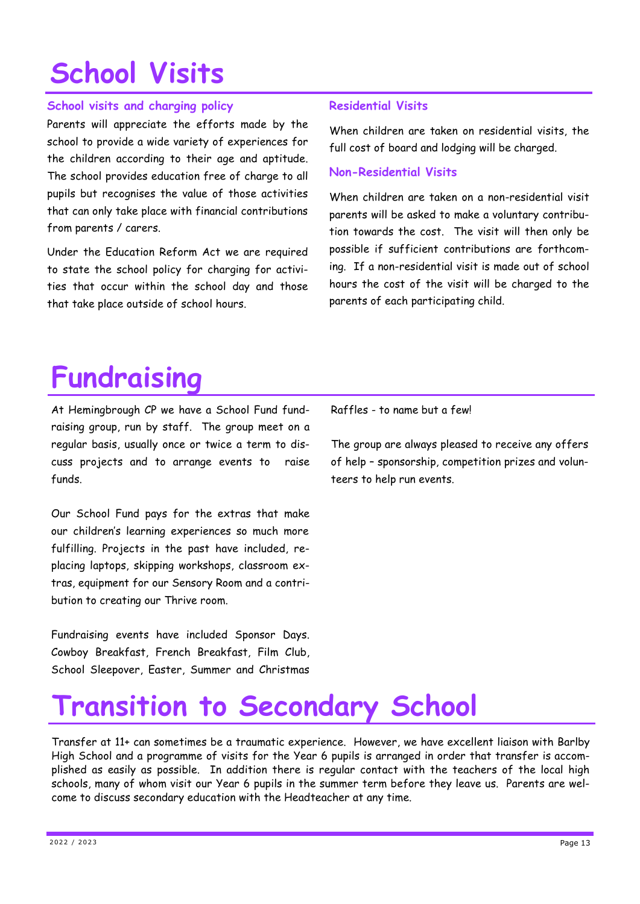# School Visits

### School visits and charging policy

Parents will appreciate the efforts made by the school to provide a wide variety of experiences for the children according to their age and aptitude. The school provides education free of charge to all pupils but recognises the value of those activities that can only take place with financial contributions from parents / carers.

Under the Education Reform Act we are required to state the school policy for charging for activities that occur within the school day and those that take place outside of school hours.

### Residential Visits

When children are taken on residential visits, the full cost of board and lodging will be charged.

### Non-Residential Visits

When children are taken on a non-residential visit parents will be asked to make a voluntary contribution towards the cost. The visit will then only be possible if sufficient contributions are forthcoming. If a non-residential visit is made out of school hours the cost of the visit will be charged to the parents of each participating child.

# Fundraising

At Hemingbrough CP we have a School Fund fundraising group, run by staff. The group meet on a regular basis, usually once or twice a term to discuss projects and to arrange events to raise funds.

Our School Fund pays for the extras that make our children's learning experiences so much more fulfilling. Projects in the past have included, replacing laptops, skipping workshops, classroom extras, equipment for our Sensory Room and a contribution to creating our Thrive room.

Fundraising events have included Sponsor Days. Cowboy Breakfast, French Breakfast, Film Club, School Sleepover, Easter, Summer and Christmas Raffles - to name but a few!

The group are always pleased to receive any offers of help – sponsorship, competition prizes and volunteers to help run events.

# Transition to Secondary School

Transfer at 11+ can sometimes be a traumatic experience. However, we have excellent liaison with Barlby High School and a programme of visits for the Year 6 pupils is arranged in order that transfer is accomplished as easily as possible. In addition there is regular contact with the teachers of the local high schools, many of whom visit our Year 6 pupils in the summer term before they leave us. Parents are welcome to discuss secondary education with the Headteacher at any time.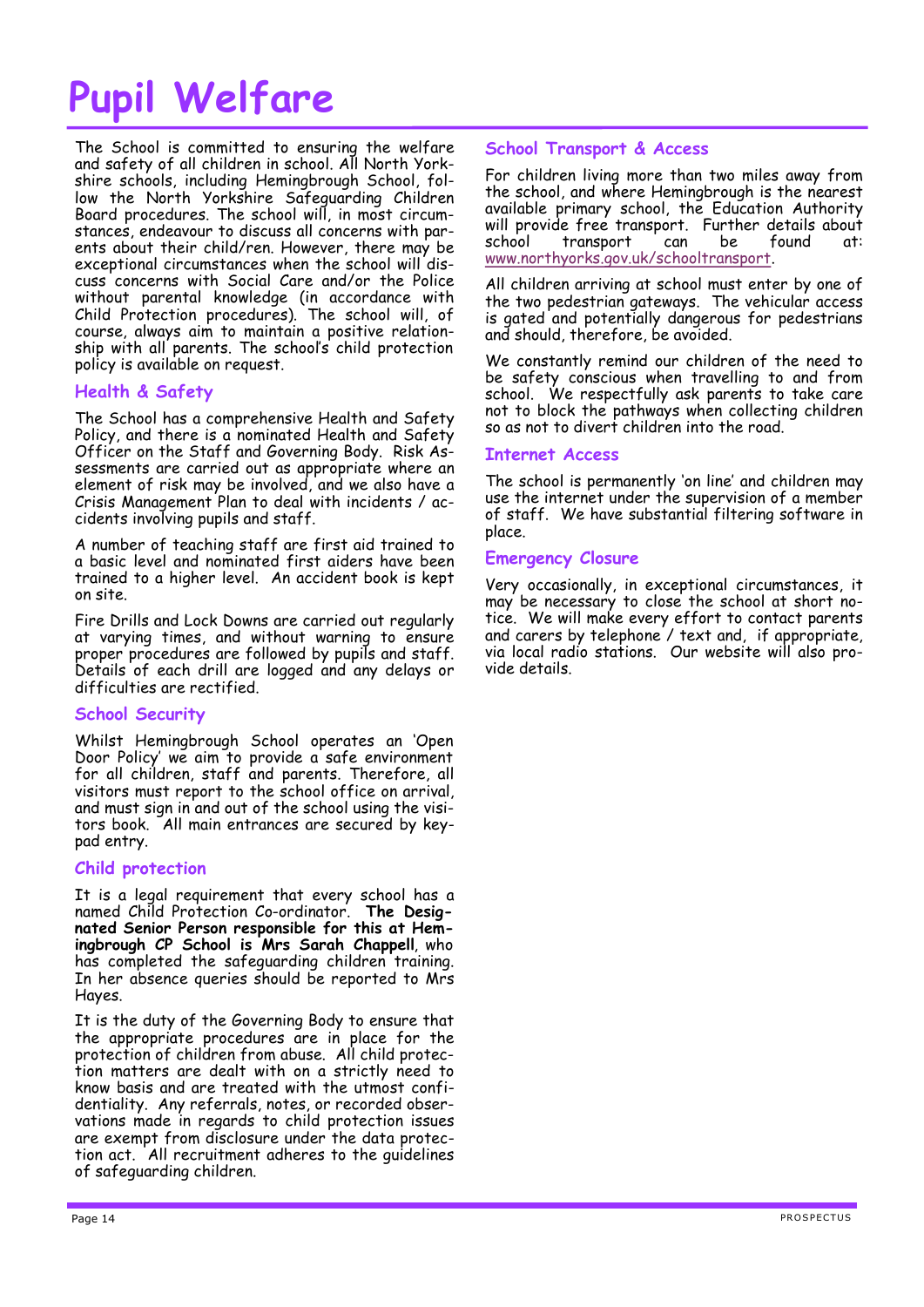# Pupil Welfare

The School is committed to ensuring the welfare and safety of all children in school. All North Yorkshire schools, including Hemingbrough School, follow the North Yorkshire Safeguarding Children Board procedures. The school will, in most circumstances, endeavour to discuss all concerns with parents about their child/ren. However, there may be exceptional circumstances when the school will discuss concerns with Social Care and/or the Police without parental knowledge (in accordance with Child Protection procedures). The school will, of course, always aim to maintain a positive relationship with all parents. The school's child protection policy is available on request.

## Health & Safety

The School has a comprehensive Health and Safety Policy, and there is a nominated Health and Safety Officer on the Staff and Governing Body. Risk Assessments are carried out as appropriate where an element of risk may be involved, and we also have a Crisis Management Plan to deal with incidents / accidents involving pupils and staff.

A number of teaching staff are first aid trained to a basic level and nominated first aiders have been trained to a higher level. An accident book is kept on site.

Fire Drills and Lock Downs are carried out regularly at varying times, and without warning to ensure proper procedures are followed by pupils and staff. Details of each drill are logged and any delays or difficulties are rectified.

## School Security

Whilst Hemingbrough School operates an 'Open Door Policy' we aim to provide a safe environment for all children, staff and parents. Therefore, all visitors must report to the school office on arrival, and must sign in and out of the school using the visitors book. All main entrances are secured by keypad entry.

## Child protection

It is a legal requirement that every school has a named Child Protection Co-ordinator. **The Designated Senior Person responsible for this at Hemingbrough CP School is Mrs Sarah Chappell**, who has completed the safeguarding children training. In her absence queries should be reported to Mrs Hayes.

It is the duty of the Governing Body to ensure that the appropriate procedures are in place for the protection of children from abuse. All child protection matters are dealt with on a strictly need to know basis and are treated with the utmost confidentiality. Any referrals, notes, or recorded observations made in regards to child protection issues are exempt from disclosure under the data protection act. All recruitment adheres to the guidelines of safeguarding children.

## School Transport & Access

For children living more than two miles away from the school, and where Hemingbrough is the nearest available primary school, the Education Authority will provide free transport. Further details about school transport can be found at: www.northyorks.gov.uk/schooltransport.

All children arriving at school must enter by one of the two pedestrian gateways. The vehicular access is gated and potentially dangerous for pedestrians and should, therefore, be avoided.

We constantly remind our children of the need to be safety conscious when travelling to and from school. We respectfully ask parents to take care not to block the pathways when collecting children so as not to divert children into the road.

## Internet Access

The school is permanently 'on line' and children may use the internet under the supervision of a member of staff. We have substantial filtering software in place.

## Emergency Closure

Very occasionally, in exceptional circumstances, it may be necessary to close the school at short notice. We will make every effort to contact parents and carers by telephone / text and, if appropriate, via local radio stations. Our website will also provide details.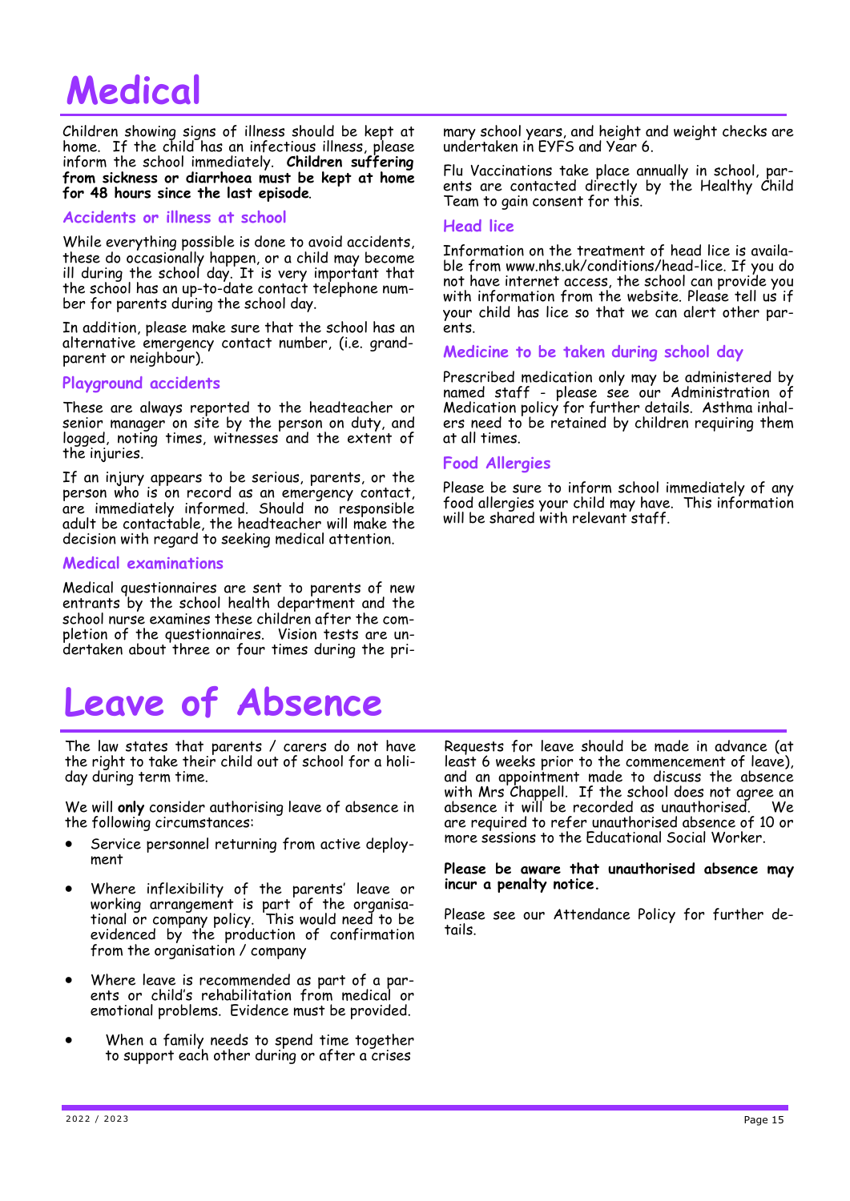# Medical

Children showing signs of illness should be kept at home. If the child has an infectious illness, please inform the school immediately. **Children suffering from sickness or diarrhoea must be kept at home for 48 hours since the last episode**.

## Accidents or illness at school

While everything possible is done to avoid accidents, these do occasionally happen, or a child may become ill during the school day. It is very important that the school has an up-to-date contact telephone number for parents during the school day.

In addition, please make sure that the school has an alternative emergency contact number, (i.e. grandparent or neighbour).

## Playground accidents

These are always reported to the headteacher or senior manager on site by the person on duty, and logged, noting times, witnesses and the extent of the injuries.

If an injury appears to be serious, parents, or the person who is on record as an emergency contact, are immediately informed. Should no responsible adult be contactable, the headteacher will make the decision with regard to seeking medical attention.

## Medical examinations

Medical questionnaires are sent to parents of new entrants by the school health department and the school nurse examines these children after the completion of the questionnaires. Vision tests are undertaken about three or four times during the primary school years, and height and weight checks are undertaken in EYFS and Year 6.

Flu Vaccinations take place annually in school, parents are contacted directly by the Healthy Child Team to gain consent for this.

## Head lice

Information on the treatment of head lice is available from www.nhs.uk/conditions/head-lice. If you do not have internet access, the school can provide you with information from the website. Please tell us if your child has lice so that we can alert other parents.

## Medicine to be taken during school day

Prescribed medication only may be administered by named staff - please see our Administration of Medication policy for further details. Asthma inhalers need to be retained by children requiring them at all times.

## Food Allergies

Please be sure to inform school immediately of any food allergies your child may have. This information will be shared with relevant staff.

# Leave of Absence

The law states that parents / carers do not have the right to take their child out of school for a holiday during term time.

We will **only** consider authorising leave of absence in the following circumstances:

- Service personnel returning from active deployment
- Where inflexibility of the parents' leave or working arrangement is part of the organisational or company policy. This would need to be evidenced by the production of confirmation from the organisation / company
- Where leave is recommended as part of a parents or child's rehabilitation from medical or emotional problems. Evidence must be provided.
- When a family needs to spend time together to support each other during or after a crises

Requests for leave should be made in advance (at least 6 weeks prior to the commencement of leave), and an appointment made to discuss the absence with Mrs Chappell. If the school does not agree an absence it will be recorded as unauthorised. We are required to refer unauthorised absence of 10 or more sessions to the Educational Social Worker.

**Please be aware that unauthorised absence may incur a penalty notice.**

Please see our Attendance Policy for further details.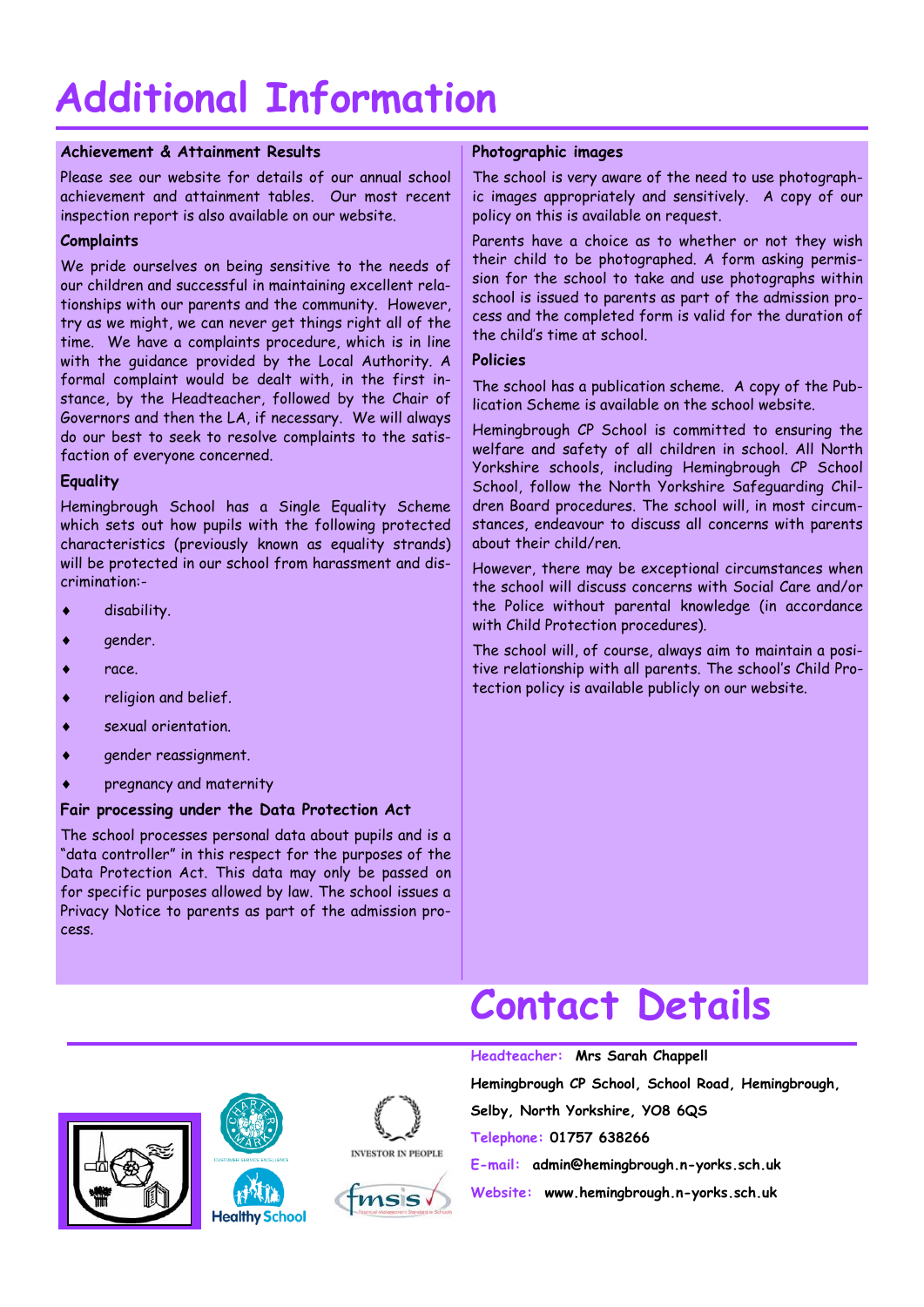# Additional Information

### Achievement & Attainment Results

Please see our website for details of our annual school achievement and attainment tables. Our most recent inspection report is also available on our website.

### Complaints

We pride ourselves on being sensitive to the needs of our children and successful in maintaining excellent relationships with our parents and the community. However, try as we might, we can never get things right all of the time. We have a complaints procedure, which is in line with the guidance provided by the Local Authority. A formal complaint would be dealt with, in the first instance, by the Headteacher, followed by the Chair of Governors and then the LA, if necessary. We will always do our best to seek to resolve complaints to the satisfaction of everyone concerned.

### Equality

Hemingbrough School has a Single Equality Scheme which sets out how pupils with the following protected characteristics (previously known as equality strands) will be protected in our school from harassment and discrimination:-

- disability.
- gender.
- race.
- religion and belief.
- sexual orientation.
- gender reassignment.
- pregnancy and maternity

### Fair processing under the Data Protection Act

The school processes personal data about pupils and is a "data controller" in this respect for the purposes of the Data Protection Act. This data may only be passed on for specific purposes allowed by law. The school issues a Privacy Notice to parents as part of the admission process.

### Photographic images

The school is very aware of the need to use photographic images appropriately and sensitively. A copy of our policy on this is available on request.

Parents have a choice as to whether or not they wish their child to be photographed. A form asking permission for the school to take and use photographs within school is issued to parents as part of the admission process and the completed form is valid for the duration of the child's time at school.

### Policies

The school has a publication scheme. A copy of the Publication Scheme is available on the school website.

Hemingbrough CP School is committed to ensuring the welfare and safety of all children in school. All North Yorkshire schools, including Hemingbrough CP School School, follow the North Yorkshire Safeguarding Children Board procedures. The school will, in most circumstances, endeavour to discuss all concerns with parents about their child/ren.

However, there may be exceptional circumstances when the school will discuss concerns with Social Care and/or the Police without parental knowledge (in accordance with Child Protection procedures).

The school will, of course, always aim to maintain a positive relationship with all parents. The school's Child Protection policy is available publicly on our website.

# Contact Details

**Headteacher:** Mrs Sarah Chappell

Hemingbrough CP School, School Road, Hemingbrough, Selby, North Yorkshire, YO8 6QS

**Telephone:** 01757 638266

**E-mail:** admin@hemingbrough.n-yorks.sch.uk

**Website:** www.hemingbrough.n-yorks.sch.uk

CHARTER MARK CUSTOMER SERVICE EXCELLENCE

Healthy School

INVESTOR IN PEOPLE

fmsis Financial Management Standard in Schools